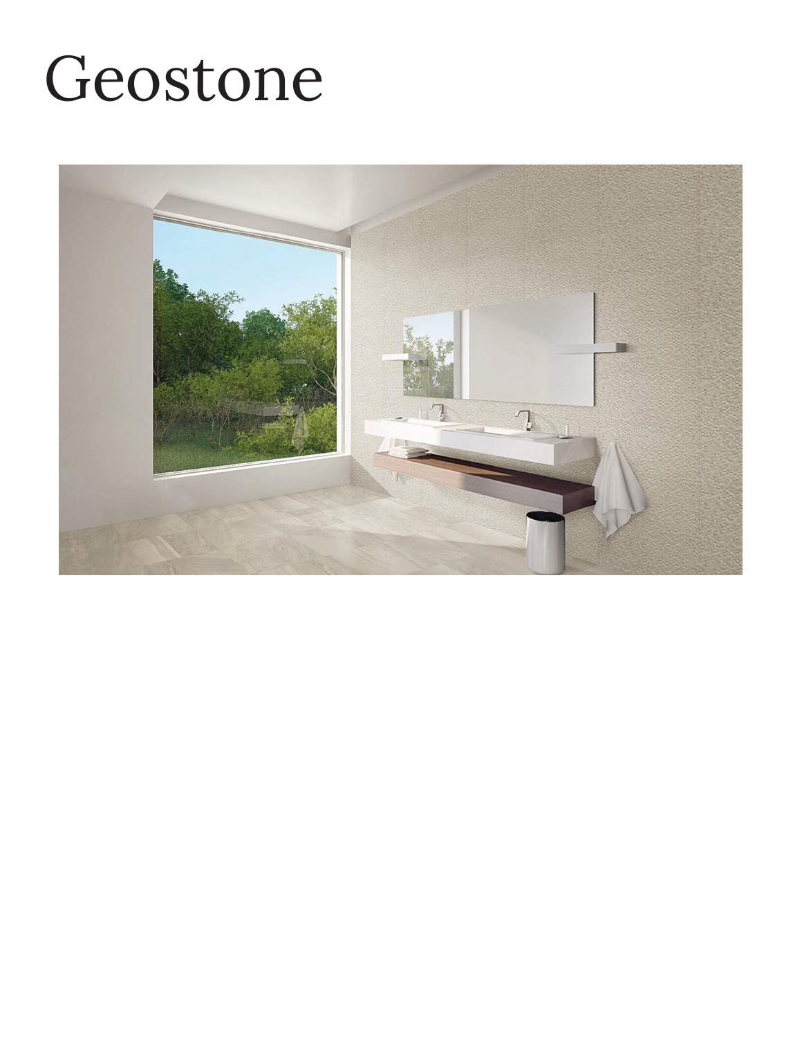# Geostone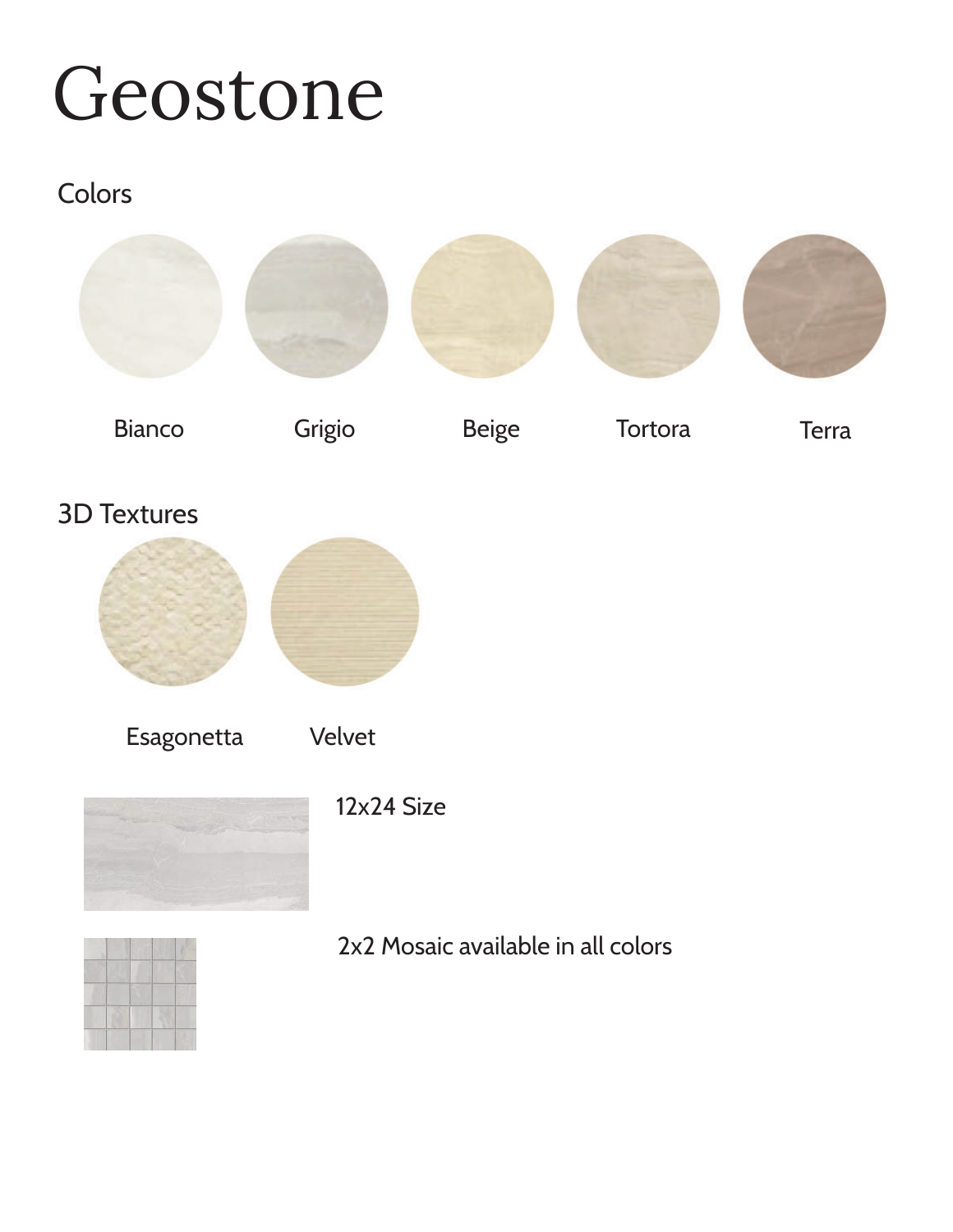# Geostone

## Colors

Bianco

Grigio

Beige

Tortora

Terra

## 3D Textures

Esagonetta

Velvet

12x24 Size

2x2 Mosaic available in all colors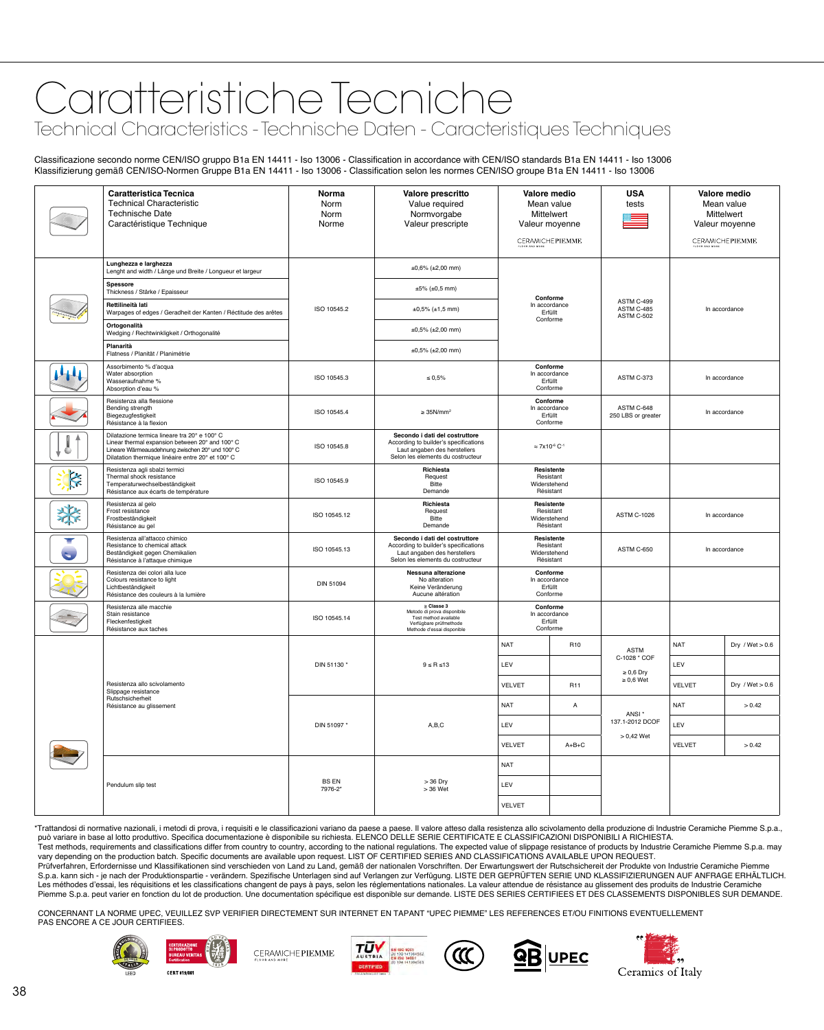# Caratteristiche Tecniche

## Technical Characteristics - Technische Daten - Caracteristiques Techniques

Classificazione secondo norme CEN/ISO gruppo B1a EN 14411 - Iso 13006 - Classification in accordance with CEN/ISO standards B1a EN 14411 - Iso 13006
Klassifizierung gemäß CEN/ISO-Normen Gruppe B1a EN 14411 - Iso 13006 - Classification selon les normes CEN/ISO groupe B1a EN 14411 - Iso 13006

| **Caratteristica Tecnica** Technical Characteristic Technische Date Caractéristique Technique | **Norma** Norm Norm Norme | **Valore prescritto** Value required Normvorgabe Valeur prescripte | **Valore medio** Mean value Mittelwert Valeur moyenne CERAMICHE PIEMME | | **USA** tests | **Valore medio** Mean value Mittelwert Valeur moyenne CERAMICHE PIEMME | |
|---|---|---|---|---|---|---|---|
| **Lunghezza e larghezza** Lenght and width / Länge und Breite / Longueur et largeur | ISO 10545.2 | ±0,6% (±2,00 mm) | **Conforme** In accordance Erfüllt Conforme | | ASTM C-499 ASTM C-485 ASTM C-502 | In accordance | |
| **Spessore** Thickness / Stärke / Epaisseur | ISO 10545.2 | ±5% (±0,5 mm) | | | | | |
| **Rettilineità lati** Warpages of edges / Geradheit der Kanten / Réctitude des arêtes | ISO 10545.2 | ±0,5% (±1,5 mm) | | | | | |
| **Ortogonalità** Wedging / Rechtwinkligkeit / Orthogonalité | ISO 10545.2 | ±0,5% (±2,00 mm) | | | | | |
| **Planarità** Flatness / Planität / Planimétrie | ISO 10545.2 | ±0,5% (±2,00 mm) | | | | | |
| Assorbimento % d'acqua Water absorption Wasseraufnahme % Absorption d'eau % | ISO 10545.3 | ≤ 0,5% | **Conforme** In accordance Erfüllt Conforme | | ASTM C-373 | In accordance | |
| Resistenza alla flessione Bending strength Biegezugfestigkeit Résistance à la flexion | ISO 10545.4 | ≥ 35N/mm² | **Conforme** In accordance Erfüllt Conforme | | ASTM C-648 250 LBS or greater | In accordance | |
| Dilatazione termica lineare tra 20° e 100° C Linear thermal expansion between 20° and 100° C Lineare Wärmeausdehnung zwischen 20° und 100° C Dilatation thermique linéaire entre 20° et 100° C | ISO 10545.8 | **Secondo i dati del costruttore** According to builder's specifications Laut angaben des herstellers Selon les elements du costructeur | ≈ $7x10^{-6}$ $C^{-1}$ | | | | |
| Resistenza agli sbalzi termici Thermal shock resistance Temperaturwechselbeständigkeit Résistance aux écarts de température | ISO 10545.9 | **Richiesta** Request Bitte Demande | **Resistente** Resistant Widerstehend Résistant | | | | |
| Resistenza al gelo Frost resistance Frostbeständigkeit Résistance au gel | ISO 10545.12 | **Richiesta** Request Bitte Demande | **Resistente** Resistant Widerstehend Résistant | | ASTM C-1026 | In accordance | |
| Resistenza all'attacco chimico Resistance to chemical attack Beständigkeit gegen Chemikalien Résistance à l'attaque chimique | ISO 10545.13 | **Secondo i dati del costruttore** According to builder's specifications Laut angaben des herstellers Selon les elements du costructeur | **Resistente** Resistant Widerstehend Résistant | | ASTM C-650 | In accordance | |
| Resistenza dei colori alla luce Colours resistance to light Lichtbeständigkeit Résistance des couleurs à la lumière | DIN 51094 | **Nessuna alterazione** No alteration Keine Veränderung Aucune altération | **Conforme** In accordance Erfüllt Conforme | | | | |
| Resistenza alle macchie Stain resistance Fleckenfestigkeit Résistance aux taches | ISO 10545.14 | ≥ **Classe 3** Metodo di prova disponibile Test method available Verfügbare prüfmethode Methode d'essai disponible | **Conforme** In accordance Erfüllt Conforme | | | | |
| Resistenza allo scivolamento Slippage resistance Rutschsicherheit Résistance au glissement | DIN 51130 * | 9 ≤ R ≤13 | NAT | R10 | ASTM C-1028 * COF ≥ 0,6 Dry ≥ 0,6 Wet | NAT | Dry / Wet > 0.6 |
| | | | LEV | | | LEV | |
| | | | VELVET | R11 | | VELVET | Dry / Wet > 0.6 |
| | DIN 51097 * | A,B,C | NAT | A | ANSI * 137.1-2012 DCOF > 0,42 Wet | NAT | > 0.42 |
| | | | LEV | | | LEV | |
| | | | VELVET | A+B+C | | VELVET | > 0.42 |
| Pendulum slip test | BS EN 7976-2* | > 36 Dry > 36 Wet | NAT | | | | |
| | | | LEV | | | | |
| | | | VELVET | | | | |

*Trattandosi di normative nazionali, i metodi di prova, i requisiti e le classificazioni variano da paese a paese. Il valore atteso dalla resistenza allo scivolamento della produzione di Industrie Ceramiche Piemme S.p.a., può variare in base al lotto produttivo. Specifica documentazione è disponibile su richiesta. ELENCO DELLE SERIE CERTIFICATE E CLASSIFICAZIONI DISPONIBILI A RICHIESTA.
Test methods, requirements and classifications differ from country to country, according to the national regulations. The expected value of slippage resistance of products by Industrie Ceramiche Piemme S.p.a. may vary depending on the production batch. Specific documents are available upon request. LIST OF CERTIFIED SERIES AND CLASSIFICATIONS AVAILABLE UPON REQUEST.
Prüfverfahren, Erfordernisse und Klassifikationen sind verschieden von Land zu Land, gemäß der nationalen Vorschriften. Der Erwartungswert der Rutschsicherheit der Produkte von Industrie Ceramiche Piemme S.p.a. kann sich - je nach der Produktionspartie - verändern. Spezifische Unterlagen sind auf Verlangen zur Verfügung. LISTE DER GEPRÜFTEN SERIE UND KLASSIFIZIERUNGEN AUF ANFRAGE ERHÄLTLICH.
Les méthodes d'essai, les réquisitions et les classifications changent de pays à pays, selon les réglementations nationales. La valeur attendue de résistance au glissement des produits de Industrie Ceramiche Piemme S.p.a. peut varier en fonction du lot de production. Une documentation spécifique est disponible sur demande. LISTE DES SERIES CERTIFIEES ET DES CLASSEMENTS DISPONIBLES SUR DEMANDE.

CONCERNANT LA NORME UPEC, VEUILLEZ SVP VERIFIER DIRECTEMENT SUR INTERNET EN TAPANT "UPEC PIEMME" LES REFERENCES ET/OU FINITIONS EVENTUELLEMENT PAS ENCORE A CE JOUR CERTIFIEES.

LEED · CERTIFICAZIONE DI PRODOTTO BUREAU VERITAS Certification CERT 819/001 · CERAMICHE PIEMME · TÜV AUSTRIA CERTIFIED · QB UPEC · Ceramics of Italy